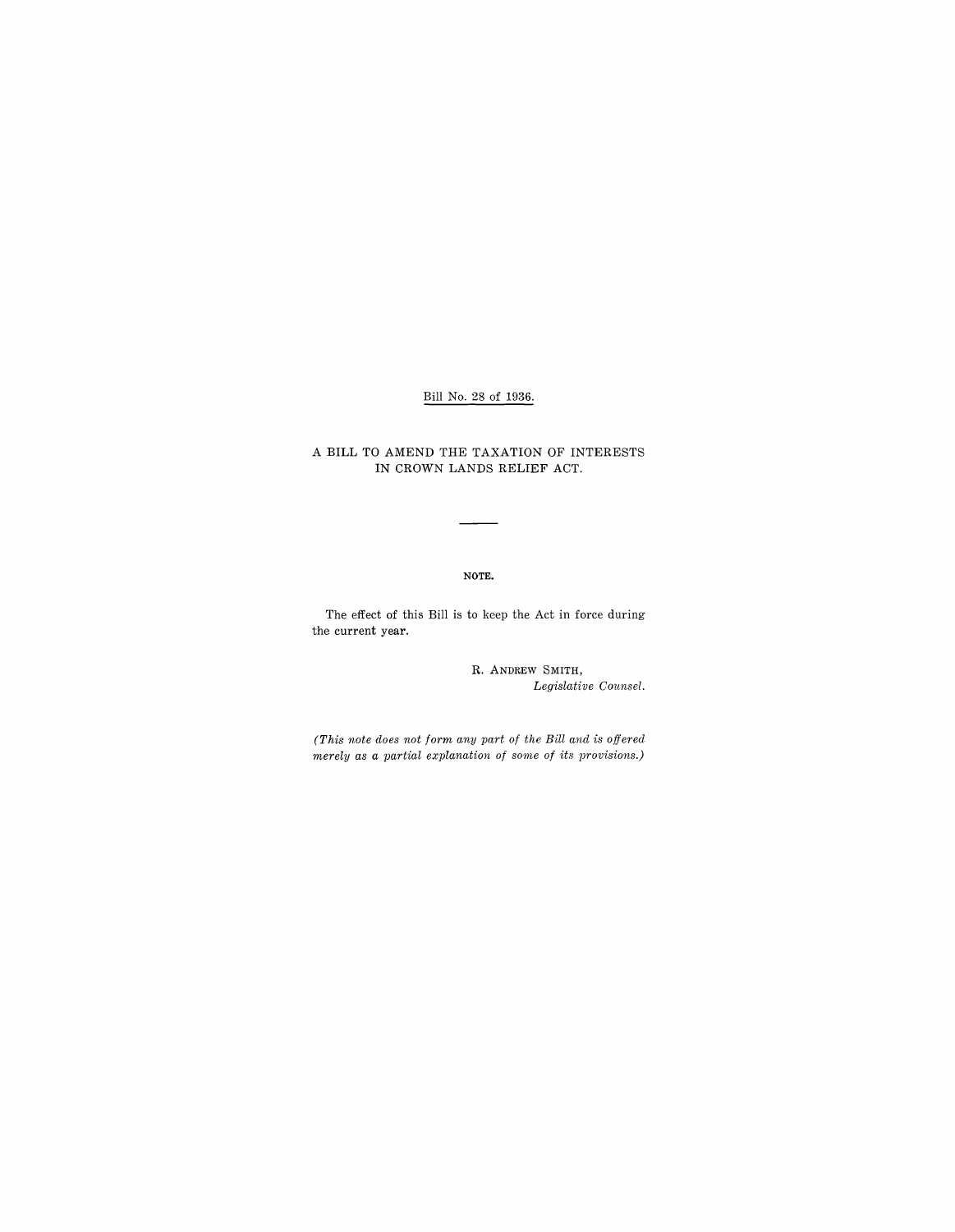Bill No. 28 of 1936.

# A BILL TO AMEND THE TAXATION OF INTERESTS IN CROWN LANDS RELIEF ACT.

---

**NOTE.**

The effect of this Bill is to keep the Act in force during the current year.

R. ANDREW SMITH,
*Legislative Counsel.*

*(This note does not form any part of the Bill and is offered merely as a partial explanation of some of its provisions.)*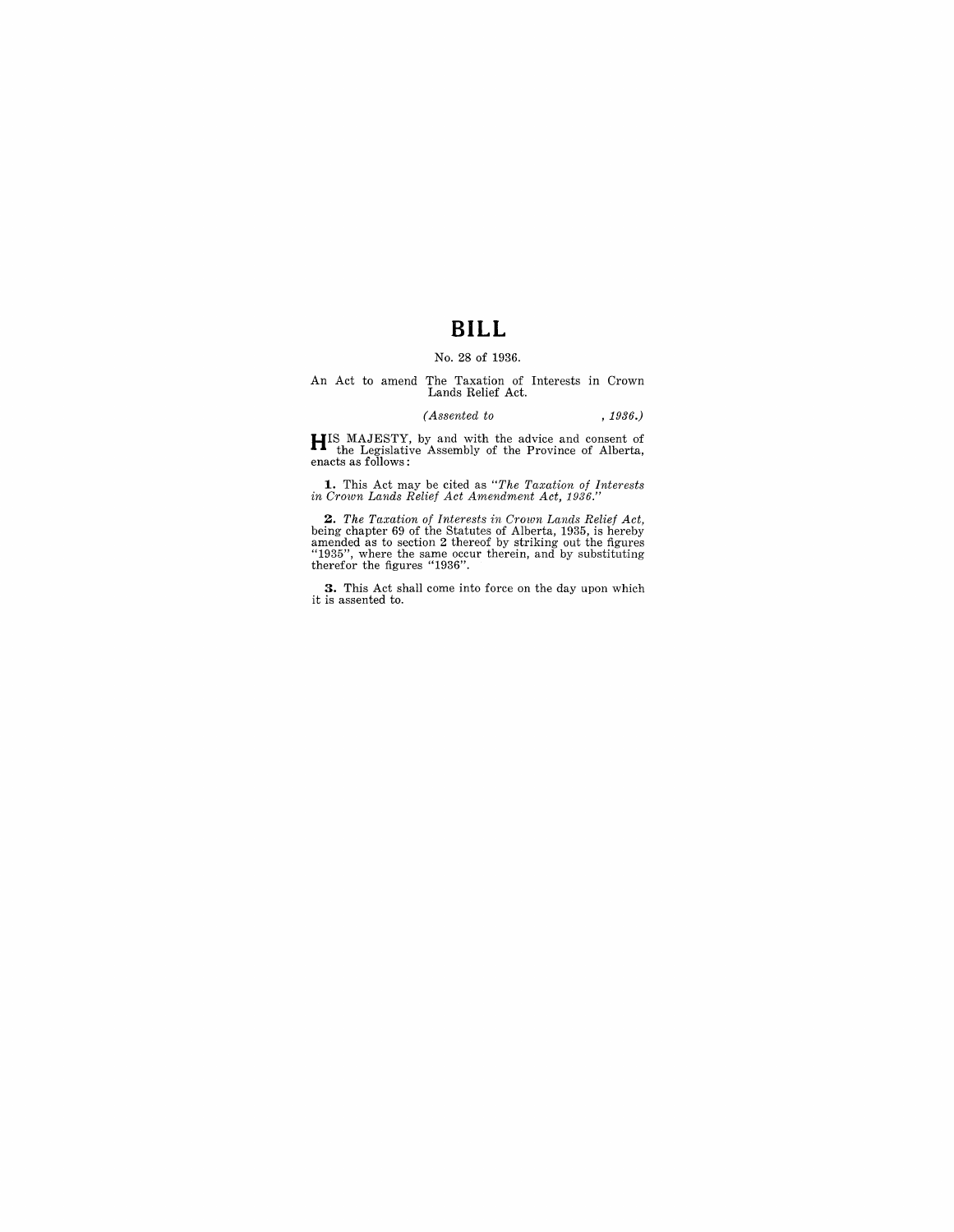# BILL

No. 28 of 1936.

An Act to amend The Taxation of Interests in Crown Lands Relief Act.

*(Assented to , 1936.)*

HIS MAJESTY, by and with the advice and consent of the Legislative Assembly of the Province of Alberta, enacts as follows:

**1.** This Act may be cited as *"The Taxation of Interests in Crown Lands Relief Act Amendment Act, 1936."*

**2.** *The Taxation of Interests in Crown Lands Relief Act*, being chapter 69 of the Statutes of Alberta, 1935, is hereby amended as to section 2 thereof by striking out the figures "1935", where the same occur therein, and by substituting therefor the figures "1936".

**3.** This Act shall come into force on the day upon which it is assented to.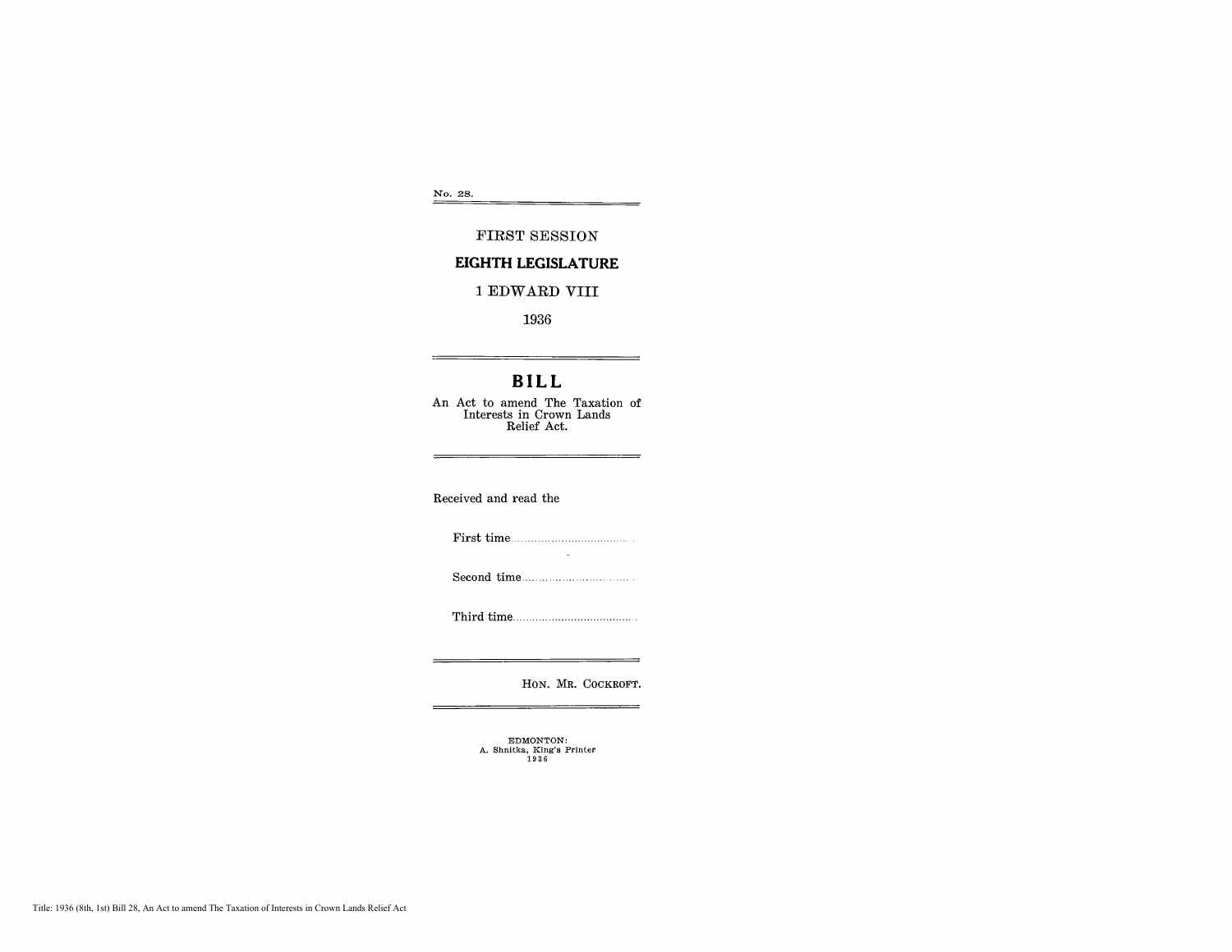No. 28.

FIRST SESSION

EIGHTH LEGISLATURE

1 EDWARD VIII

1936

# BILL

An Act to amend The Taxation of Interests in Crown Lands Relief Act.

Received and read the

First time....................................

Second time....................................

Third time....................................

HON. MR. COCKROFT.

EDMONTON:
A. Shnitka, King's Printer
1936

Title: 1936 (8th, 1st) Bill 28, An Act to amend The Taxation of Interests in Crown Lands Relief Act